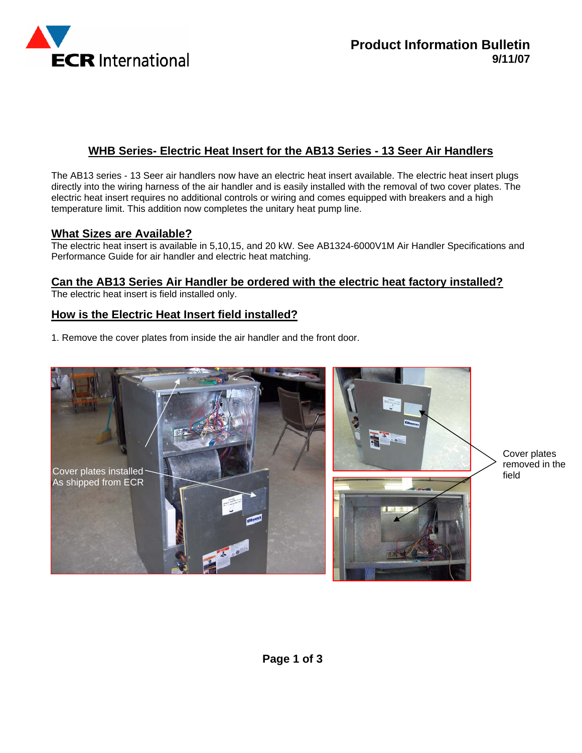**Product Information Bulletin**
**9/11/07**

## WHB Series- Electric Heat Insert for the AB13 Series - 13 Seer Air Handlers

The AB13 series - 13 Seer air handlers now have an electric heat insert available. The electric heat insert plugs directly into the wiring harness of the air handler and is easily installed with the removal of two cover plates. The electric heat insert requires no additional controls or wiring and comes equipped with breakers and a high temperature limit. This addition now completes the unitary heat pump line.

### What Sizes are Available?

The electric heat insert is available in 5,10,15, and 20 kW. See AB1324-6000V1M Air Handler Specifications and Performance Guide for air handler and electric heat matching.

### Can the AB13 Series Air Handler be ordered with the electric heat factory installed?

The electric heat insert is field installed only.

### How is the Electric Heat Insert field installed?

1. Remove the cover plates from inside the air handler and the front door.

Cover plates installed As shipped from ECR

Cover plates removed in the field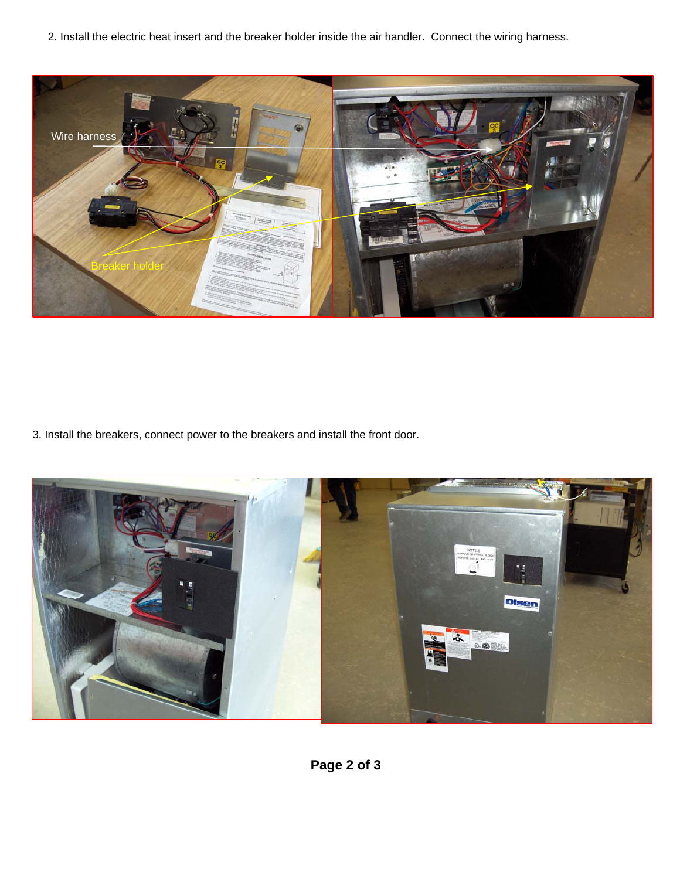2. Install the electric heat insert and the breaker holder inside the air handler. Connect the wiring harness.

3. Install the breakers, connect power to the breakers and install the front door.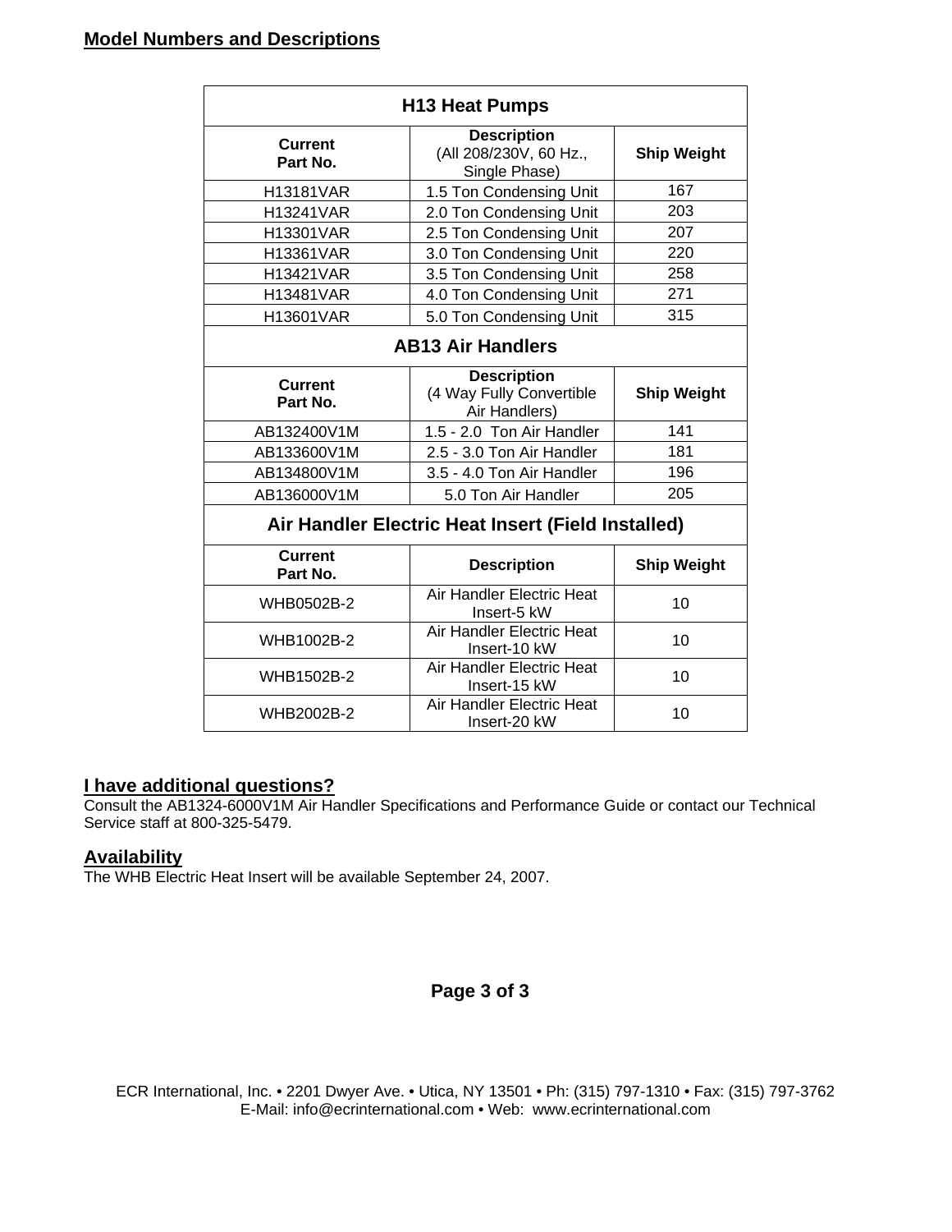## Model Numbers and Descriptions

| H13 Heat Pumps | | |
|---|---|---|
| **Current Part No.** | **Description** (All 208/230V, 60 Hz., Single Phase) | **Ship Weight** |
| H13181VAR | 1.5 Ton Condensing Unit | 167 |
| H13241VAR | 2.0 Ton Condensing Unit | 203 |
| H13301VAR | 2.5 Ton Condensing Unit | 207 |
| H13361VAR | 3.0 Ton Condensing Unit | 220 |
| H13421VAR | 3.5 Ton Condensing Unit | 258 |
| H13481VAR | 4.0 Ton Condensing Unit | 271 |
| H13601VAR | 5.0 Ton Condensing Unit | 315 |
| **AB13 Air Handlers** | | |
| **Current Part No.** | **Description** (4 Way Fully Convertible Air Handlers) | **Ship Weight** |
| AB132400V1M | 1.5 - 2.0 Ton Air Handler | 141 |
| AB133600V1M | 2.5 - 3.0 Ton Air Handler | 181 |
| AB134800V1M | 3.5 - 4.0 Ton Air Handler | 196 |
| AB136000V1M | 5.0 Ton Air Handler | 205 |
| **Air Handler Electric Heat Insert (Field Installed)** | | |
| **Current Part No.** | **Description** | **Ship Weight** |
| WHB0502B-2 | Air Handler Electric Heat Insert-5 kW | 10 |
| WHB1002B-2 | Air Handler Electric Heat Insert-10 kW | 10 |
| WHB1502B-2 | Air Handler Electric Heat Insert-15 kW | 10 |
| WHB2002B-2 | Air Handler Electric Heat Insert-20 kW | 10 |

## I have additional questions?

Consult the AB1324-6000V1M Air Handler Specifications and Performance Guide or contact our Technical Service staff at 800-325-5479.

## Availability

The WHB Electric Heat Insert will be available September 24, 2007.

ECR International, Inc. • 2201 Dwyer Ave. • Utica, NY 13501 • Ph: (315) 797-1310 • Fax: (315) 797-3762
E-Mail: info@ecrinternational.com • Web: www.ecrinternational.com